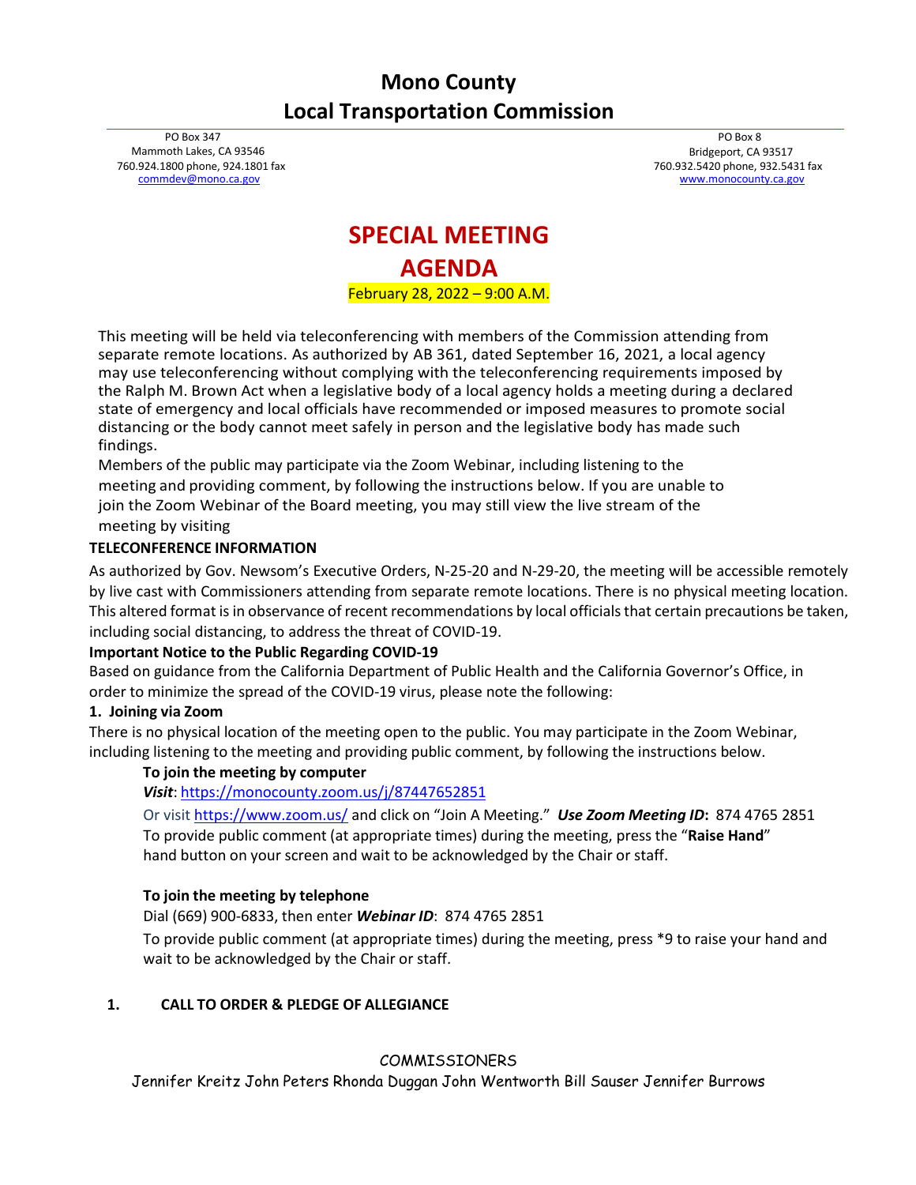# Mono County
# Local Transportation Commission

PO Box 347
Mammoth Lakes, CA 93546
760.924.1800 phone, 924.1801 fax
commdev@mono.ca.gov

PO Box 8
Bridgeport, CA 93517
760.932.5420 phone, 932.5431 fax
www.monocounty.ca.gov

## SPECIAL MEETING
## AGENDA

February 28, 2022 – 9:00 A.M.

This meeting will be held via teleconferencing with members of the Commission attending from separate remote locations. As authorized by AB 361, dated September 16, 2021, a local agency may use teleconferencing without complying with the teleconferencing requirements imposed by the Ralph M. Brown Act when a legislative body of a local agency holds a meeting during a declared state of emergency and local officials have recommended or imposed measures to promote social distancing or the body cannot meet safely in person and the legislative body has made such findings.

Members of the public may participate via the Zoom Webinar, including listening to the meeting and providing comment, by following the instructions below. If you are unable to join the Zoom Webinar of the Board meeting, you may still view the live stream of the meeting by visiting

**TELECONFERENCE INFORMATION**

As authorized by Gov. Newsom's Executive Orders, N-25-20 and N-29-20, the meeting will be accessible remotely by live cast with Commissioners attending from separate remote locations. There is no physical meeting location. This altered format is in observance of recent recommendations by local officials that certain precautions be taken, including social distancing, to address the threat of COVID-19.

**Important Notice to the Public Regarding COVID-19**

Based on guidance from the California Department of Public Health and the California Governor's Office, in order to minimize the spread of the COVID-19 virus, please note the following:

**1. Joining via Zoom**

There is no physical location of the meeting open to the public. You may participate in the Zoom Webinar, including listening to the meeting and providing public comment, by following the instructions below.

**To join the meeting by computer**

***Visit***: https://monocounty.zoom.us/j/87447652851

Or visit https://www.zoom.us/ and click on "Join A Meeting." ***Use Zoom Meeting ID*:** 874 4765 2851

To provide public comment (at appropriate times) during the meeting, press the "**Raise Hand**" hand button on your screen and wait to be acknowledged by the Chair or staff.

**To join the meeting by telephone**

Dial (669) 900-6833, then enter ***Webinar ID***: 874 4765 2851

To provide public comment (at appropriate times) during the meeting, press *9 to raise your hand and wait to be acknowledged by the Chair or staff.

**1. CALL TO ORDER & PLEDGE OF ALLEGIANCE**

COMMISSIONERS

Jennifer Kreitz John Peters Rhonda Duggan John Wentworth Bill Sauser Jennifer Burrows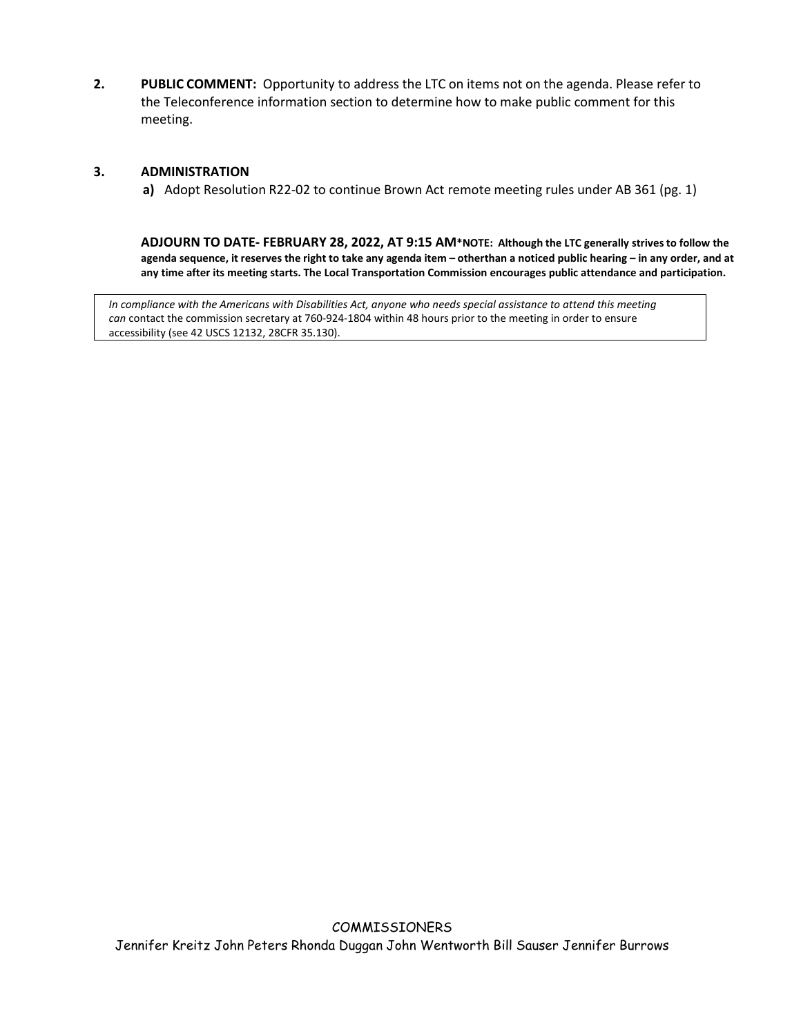**2. PUBLIC COMMENT:** Opportunity to address the LTC on items not on the agenda. Please refer to the Teleconference information section to determine how to make public comment for this meeting.

**3. ADMINISTRATION**

**a)** Adopt Resolution R22-02 to continue Brown Act remote meeting rules under AB 361 (pg. 1)

**ADJOURN TO DATE- FEBRUARY 28, 2022, AT 9:15 AM*NOTE: Although the LTC generally strives to follow the agenda sequence, it reserves the right to take any agenda item – otherthan a noticed public hearing – in any order, and at any time after its meeting starts. The Local Transportation Commission encourages public attendance and participation.**

*In compliance with the Americans with Disabilities Act, anyone who needs special assistance to attend this meeting can* contact the commission secretary at 760-924-1804 within 48 hours prior to the meeting in order to ensure accessibility (see 42 USCS 12132, 28CFR 35.130).

COMMISSIONERS

Jennifer Kreitz John Peters Rhonda Duggan John Wentworth Bill Sauser Jennifer Burrows